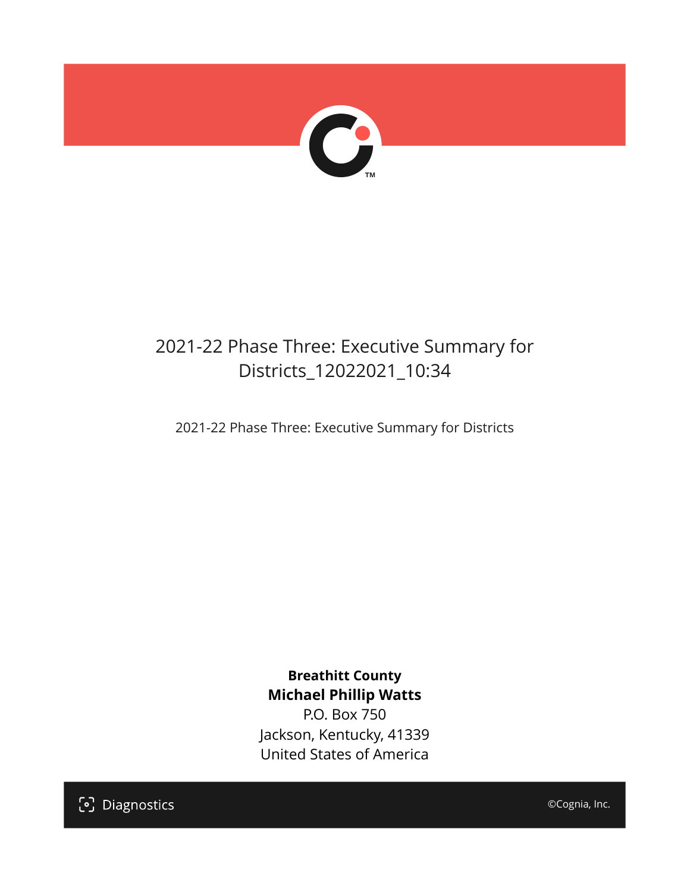# 2021-22 Phase Three: Executive Summary for Districts_12022021_10:34

2021-22 Phase Three: Executive Summary for Districts

**Breathitt County**

**Michael Phillip Watts**

P.O. Box 750

Jackson, Kentucky, 41339

United States of America

Diagnostics

©Cognia, Inc.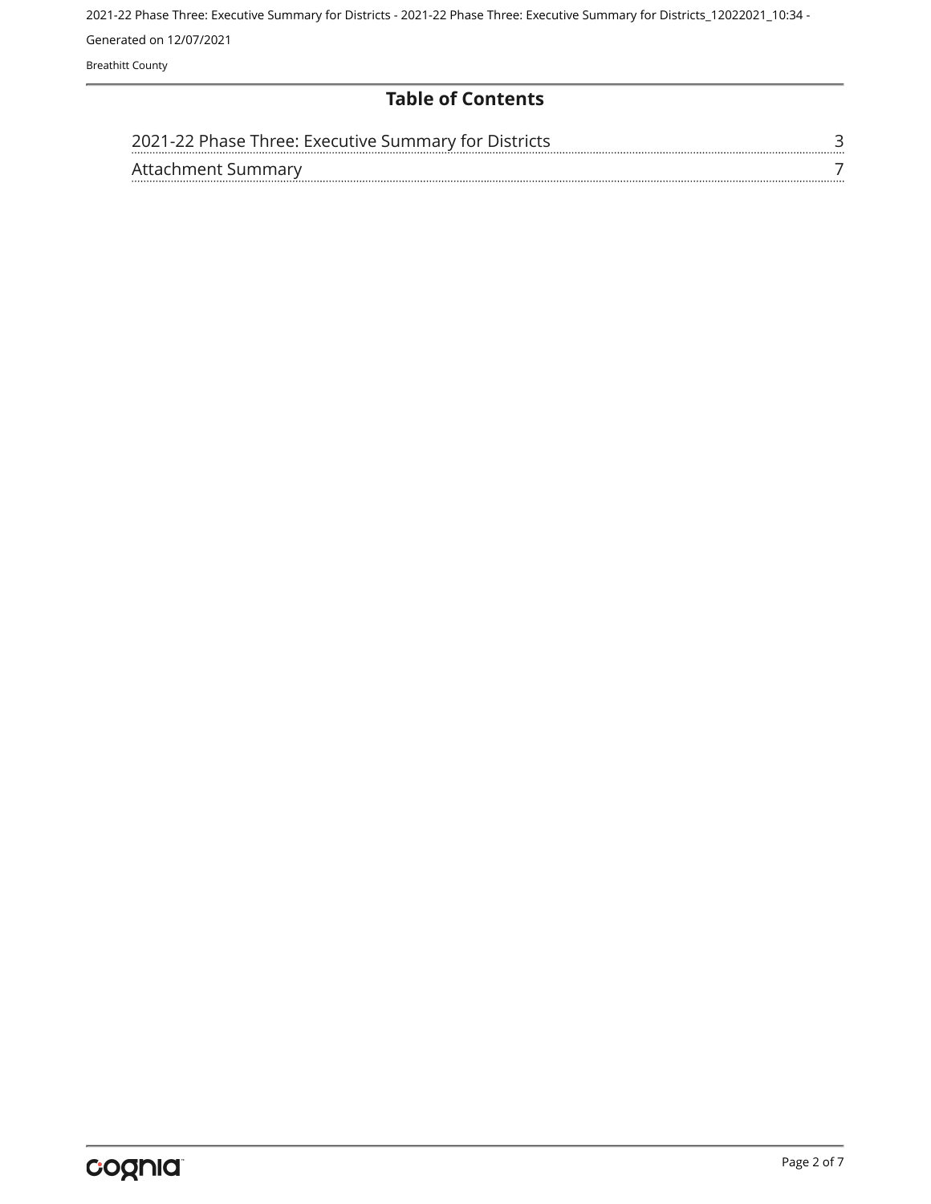## Table of Contents

| | |
|---|---|
| 2021-22 Phase Three: Executive Summary for Districts | 3 |
| Attachment Summary | 7 |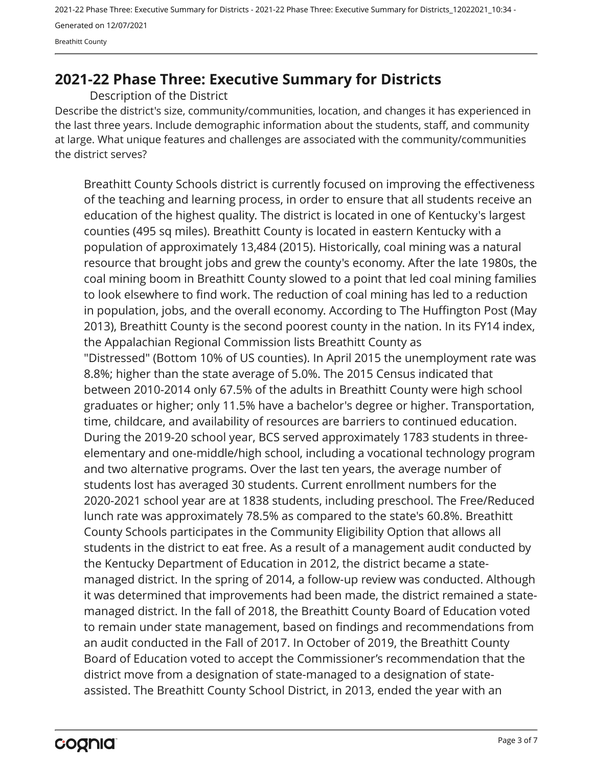## 2021-22 Phase Three: Executive Summary for Districts

### Description of the District

Describe the district's size, community/communities, location, and changes it has experienced in the last three years. Include demographic information about the students, staff, and community at large. What unique features and challenges are associated with the community/communities the district serves?

Breathitt County Schools district is currently focused on improving the effectiveness of the teaching and learning process, in order to ensure that all students receive an education of the highest quality. The district is located in one of Kentucky's largest counties (495 sq miles). Breathitt County is located in eastern Kentucky with a population of approximately 13,484 (2015). Historically, coal mining was a natural resource that brought jobs and grew the county's economy. After the late 1980s, the coal mining boom in Breathitt County slowed to a point that led coal mining families to look elsewhere to find work. The reduction of coal mining has led to a reduction in population, jobs, and the overall economy. According to The Huffington Post (May 2013), Breathitt County is the second poorest county in the nation. In its FY14 index, the Appalachian Regional Commission lists Breathitt County as "Distressed" (Bottom 10% of US counties). In April 2015 the unemployment rate was 8.8%; higher than the state average of 5.0%. The 2015 Census indicated that between 2010-2014 only 67.5% of the adults in Breathitt County were high school graduates or higher; only 11.5% have a bachelor's degree or higher. Transportation, time, childcare, and availability of resources are barriers to continued education. During the 2019-20 school year, BCS served approximately 1783 students in three-elementary and one-middle/high school, including a vocational technology program and two alternative programs. Over the last ten years, the average number of students lost has averaged 30 students. Current enrollment numbers for the 2020-2021 school year are at 1838 students, including preschool. The Free/Reduced lunch rate was approximately 78.5% as compared to the state's 60.8%. Breathitt County Schools participates in the Community Eligibility Option that allows all students in the district to eat free. As a result of a management audit conducted by the Kentucky Department of Education in 2012, the district became a state-managed district. In the spring of 2014, a follow-up review was conducted. Although it was determined that improvements had been made, the district remained a state-managed district. In the fall of 2018, the Breathitt County Board of Education voted to remain under state management, based on findings and recommendations from an audit conducted in the Fall of 2017. In October of 2019, the Breathitt County Board of Education voted to accept the Commissioner's recommendation that the district move from a designation of state-managed to a designation of state-assisted. The Breathitt County School District, in 2013, ended the year with an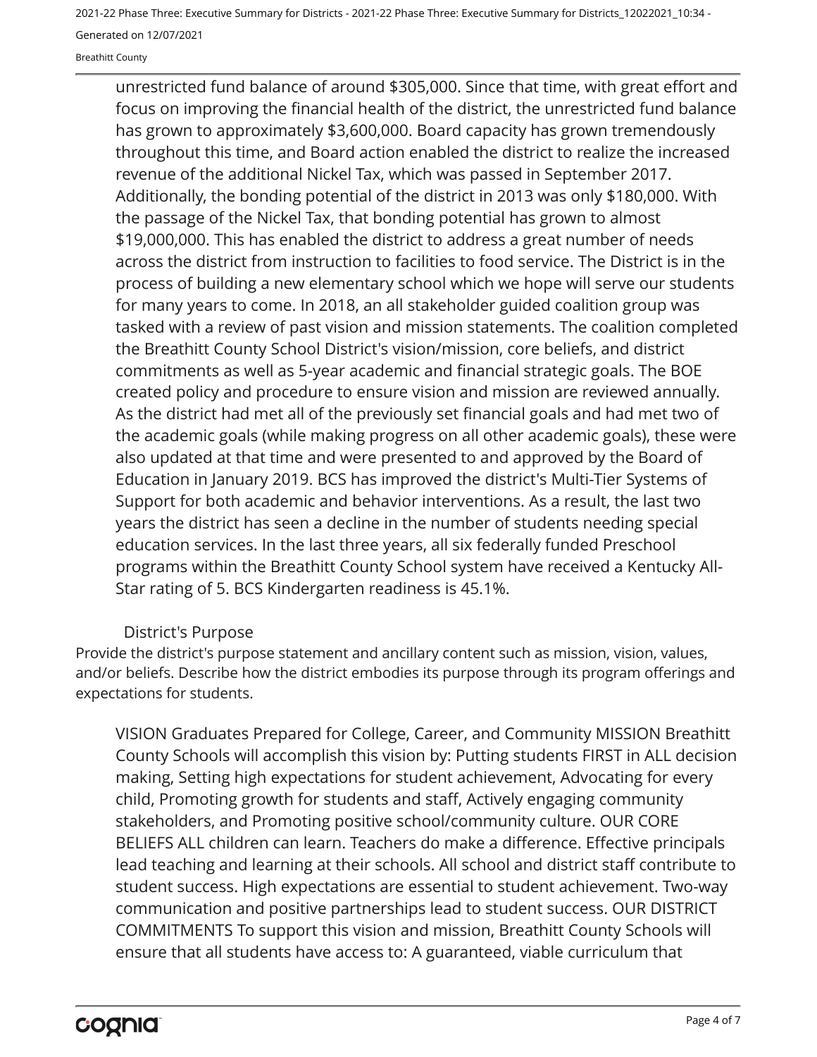unrestricted fund balance of around $305,000. Since that time, with great effort and focus on improving the financial health of the district, the unrestricted fund balance has grown to approximately $3,600,000. Board capacity has grown tremendously throughout this time, and Board action enabled the district to realize the increased revenue of the additional Nickel Tax, which was passed in September 2017. Additionally, the bonding potential of the district in 2013 was only $180,000. With the passage of the Nickel Tax, that bonding potential has grown to almost $19,000,000. This has enabled the district to address a great number of needs across the district from instruction to facilities to food service. The District is in the process of building a new elementary school which we hope will serve our students for many years to come. In 2018, an all stakeholder guided coalition group was tasked with a review of past vision and mission statements. The coalition completed the Breathitt County School District's vision/mission, core beliefs, and district commitments as well as 5-year academic and financial strategic goals. The BOE created policy and procedure to ensure vision and mission are reviewed annually. As the district had met all of the previously set financial goals and had met two of the academic goals (while making progress on all other academic goals), these were also updated at that time and were presented to and approved by the Board of Education in January 2019. BCS has improved the district's Multi-Tier Systems of Support for both academic and behavior interventions. As a result, the last two years the district has seen a decline in the number of students needing special education services. In the last three years, all six federally funded Preschool programs within the Breathitt County School system have received a Kentucky All-Star rating of 5. BCS Kindergarten readiness is 45.1%.

## District's Purpose

Provide the district's purpose statement and ancillary content such as mission, vision, values, and/or beliefs. Describe how the district embodies its purpose through its program offerings and expectations for students.

VISION Graduates Prepared for College, Career, and Community MISSION Breathitt County Schools will accomplish this vision by: Putting students FIRST in ALL decision making, Setting high expectations for student achievement, Advocating for every child, Promoting growth for students and staff, Actively engaging community stakeholders, and Promoting positive school/community culture. OUR CORE BELIEFS ALL children can learn. Teachers do make a difference. Effective principals lead teaching and learning at their schools. All school and district staff contribute to student success. High expectations are essential to student achievement. Two-way communication and positive partnerships lead to student success. OUR DISTRICT COMMITMENTS To support this vision and mission, Breathitt County Schools will ensure that all students have access to: A guaranteed, viable curriculum that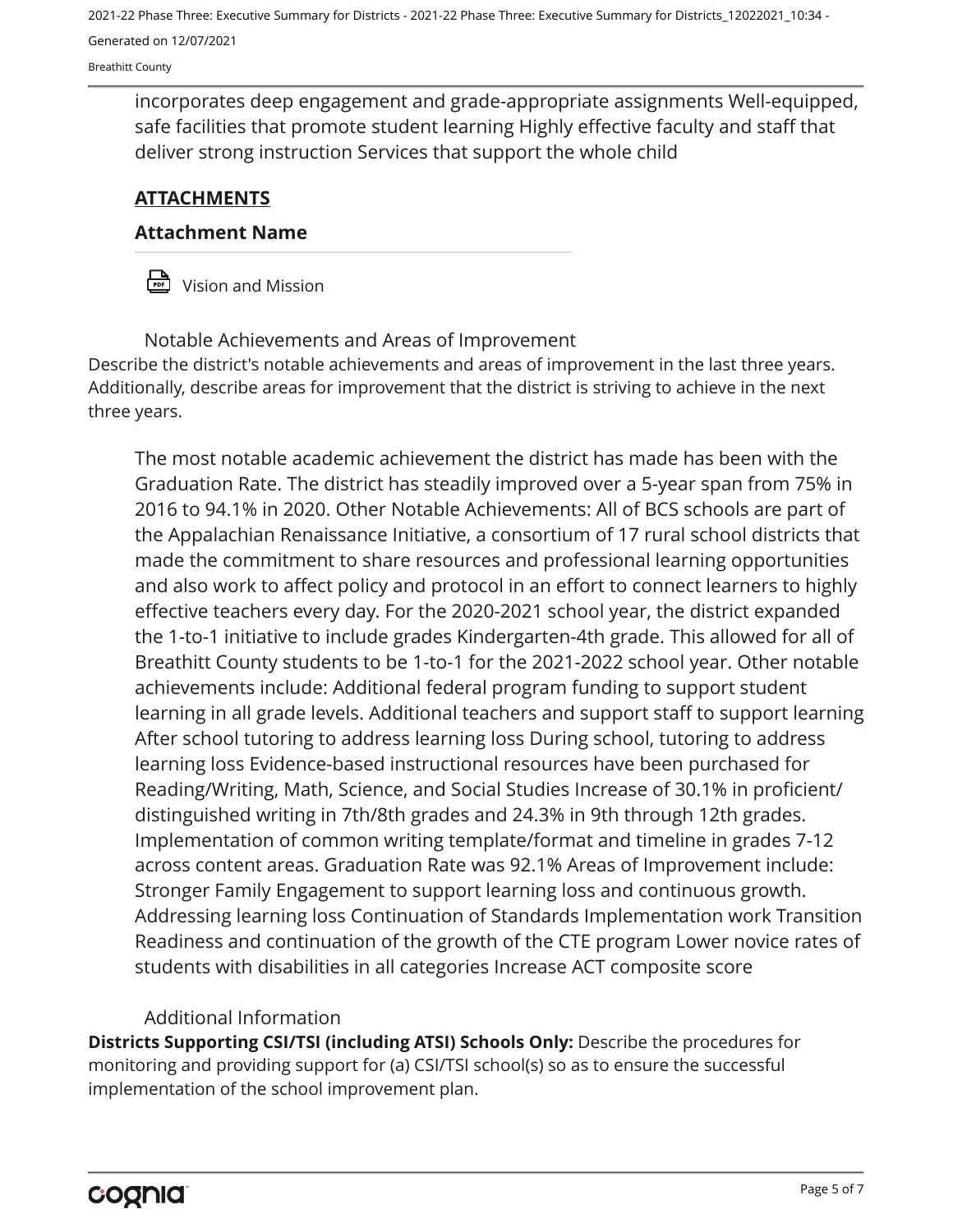incorporates deep engagement and grade-appropriate assignments Well-equipped, safe facilities that promote student learning Highly effective faculty and staff that deliver strong instruction Services that support the whole child

**ATTACHMENTS**

**Attachment Name**

Vision and Mission

### Notable Achievements and Areas of Improvement

Describe the district's notable achievements and areas of improvement in the last three years. Additionally, describe areas for improvement that the district is striving to achieve in the next three years.

The most notable academic achievement the district has made has been with the Graduation Rate. The district has steadily improved over a 5-year span from 75% in 2016 to 94.1% in 2020. Other Notable Achievements: All of BCS schools are part of the Appalachian Renaissance Initiative, a consortium of 17 rural school districts that made the commitment to share resources and professional learning opportunities and also work to affect policy and protocol in an effort to connect learners to highly effective teachers every day. For the 2020-2021 school year, the district expanded the 1-to-1 initiative to include grades Kindergarten-4th grade. This allowed for all of Breathitt County students to be 1-to-1 for the 2021-2022 school year. Other notable achievements include: Additional federal program funding to support student learning in all grade levels. Additional teachers and support staff to support learning After school tutoring to address learning loss During school, tutoring to address learning loss Evidence-based instructional resources have been purchased for Reading/Writing, Math, Science, and Social Studies Increase of 30.1% in proficient/distinguished writing in 7th/8th grades and 24.3% in 9th through 12th grades. Implementation of common writing template/format and timeline in grades 7-12 across content areas. Graduation Rate was 92.1% Areas of Improvement include: Stronger Family Engagement to support learning loss and continuous growth. Addressing learning loss Continuation of Standards Implementation work Transition Readiness and continuation of the growth of the CTE program Lower novice rates of students with disabilities in all categories Increase ACT composite score

### Additional Information

**Districts Supporting CSI/TSI (including ATSI) Schools Only:** Describe the procedures for monitoring and providing support for (a) CSI/TSI school(s) so as to ensure the successful implementation of the school improvement plan.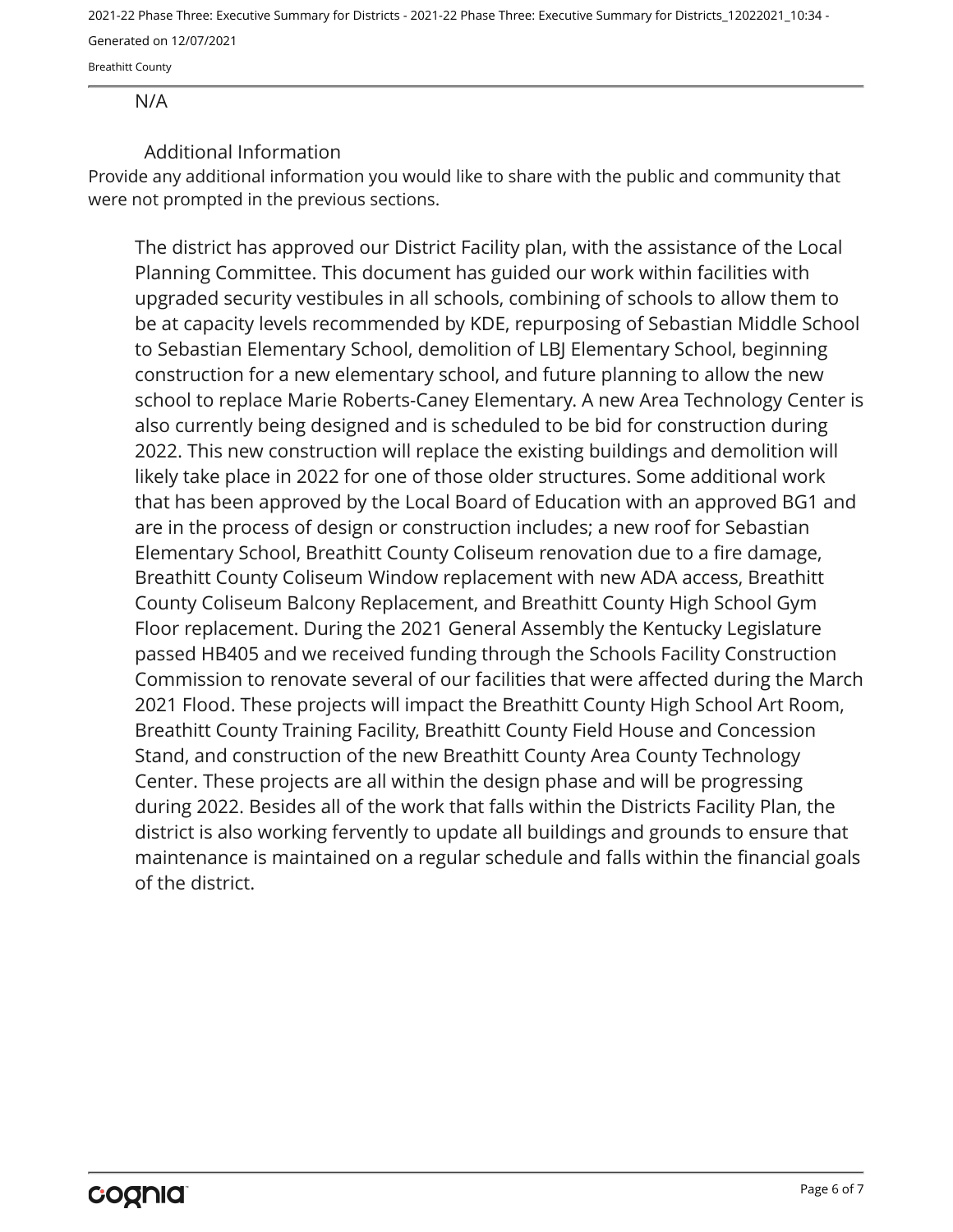N/A

## Additional Information

Provide any additional information you would like to share with the public and community that were not prompted in the previous sections.

The district has approved our District Facility plan, with the assistance of the Local Planning Committee. This document has guided our work within facilities with upgraded security vestibules in all schools, combining of schools to allow them to be at capacity levels recommended by KDE, repurposing of Sebastian Middle School to Sebastian Elementary School, demolition of LBJ Elementary School, beginning construction for a new elementary school, and future planning to allow the new school to replace Marie Roberts-Caney Elementary. A new Area Technology Center is also currently being designed and is scheduled to be bid for construction during 2022. This new construction will replace the existing buildings and demolition will likely take place in 2022 for one of those older structures. Some additional work that has been approved by the Local Board of Education with an approved BG1 and are in the process of design or construction includes; a new roof for Sebastian Elementary School, Breathitt County Coliseum renovation due to a fire damage, Breathitt County Coliseum Window replacement with new ADA access, Breathitt County Coliseum Balcony Replacement, and Breathitt County High School Gym Floor replacement. During the 2021 General Assembly the Kentucky Legislature passed HB405 and we received funding through the Schools Facility Construction Commission to renovate several of our facilities that were affected during the March 2021 Flood. These projects will impact the Breathitt County High School Art Room, Breathitt County Training Facility, Breathitt County Field House and Concession Stand, and construction of the new Breathitt County Area County Technology Center. These projects are all within the design phase and will be progressing during 2022. Besides all of the work that falls within the Districts Facility Plan, the district is also working fervently to update all buildings and grounds to ensure that maintenance is maintained on a regular schedule and falls within the financial goals of the district.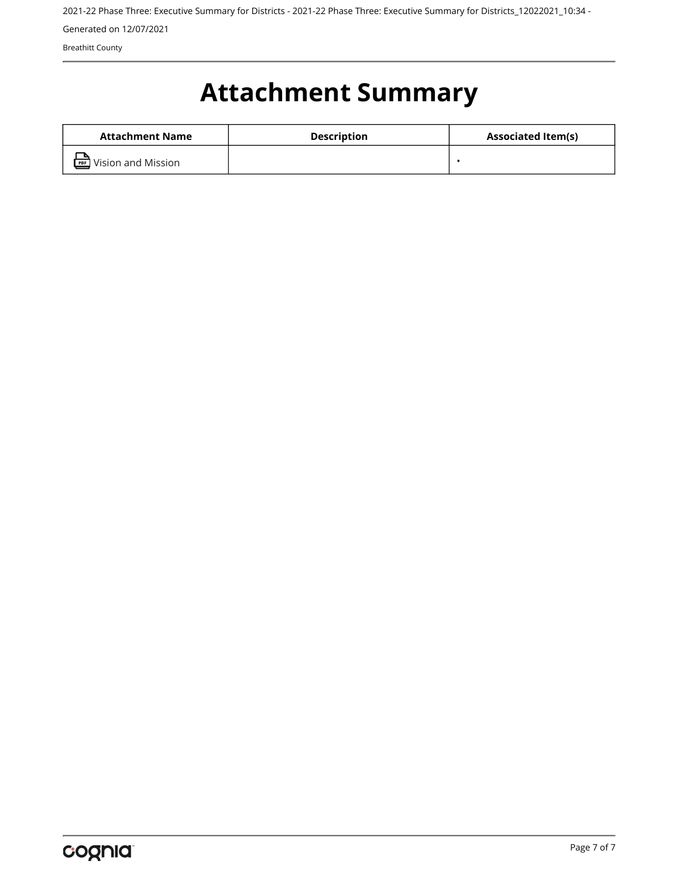# Attachment Summary

| Attachment Name | Description | Associated Item(s) |
| --- | --- | --- |
| Vision and Mission | | • |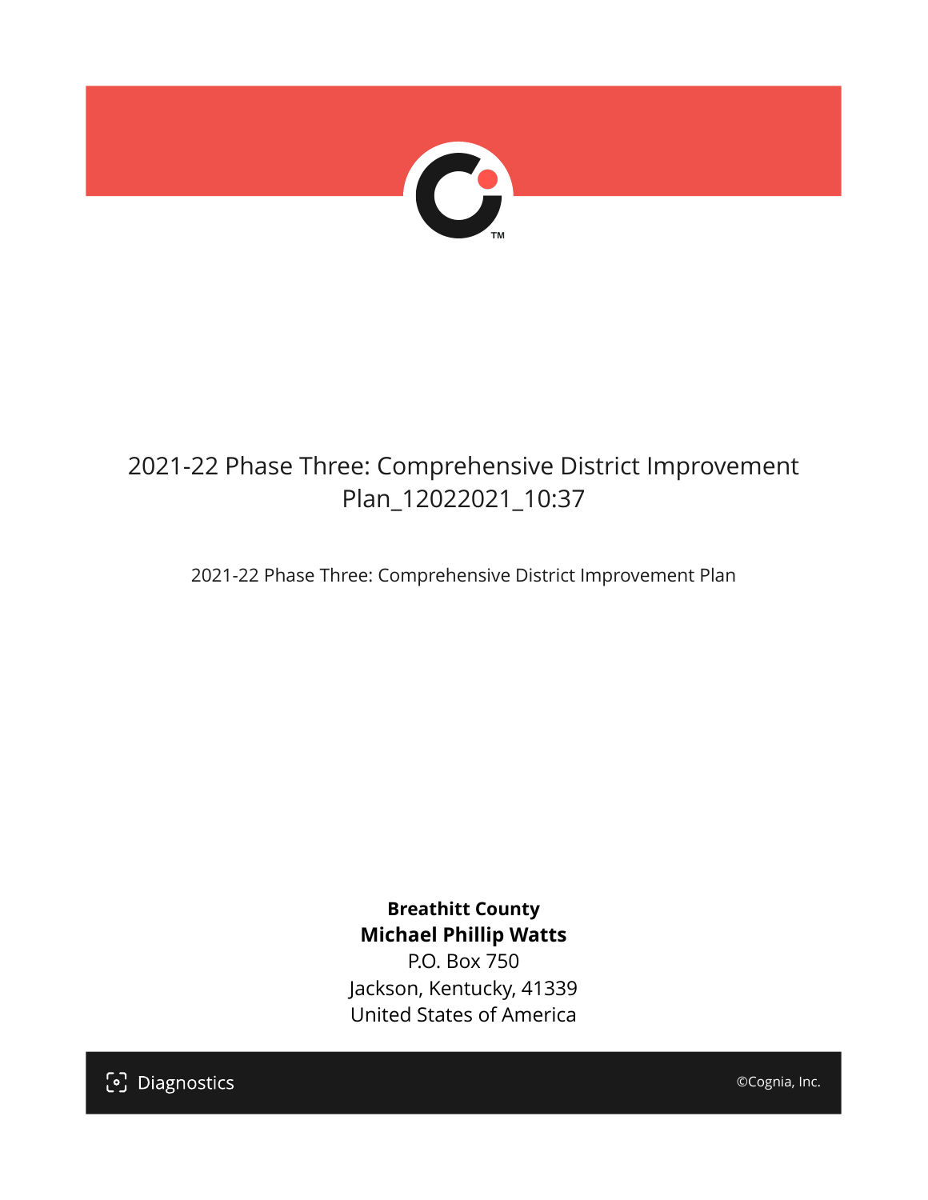# 2021-22 Phase Three: Comprehensive District Improvement Plan_12022021_10:37

2021-22 Phase Three: Comprehensive District Improvement Plan

**Breathitt County**
**Michael Phillip Watts**
P.O. Box 750
Jackson, Kentucky, 41339
United States of America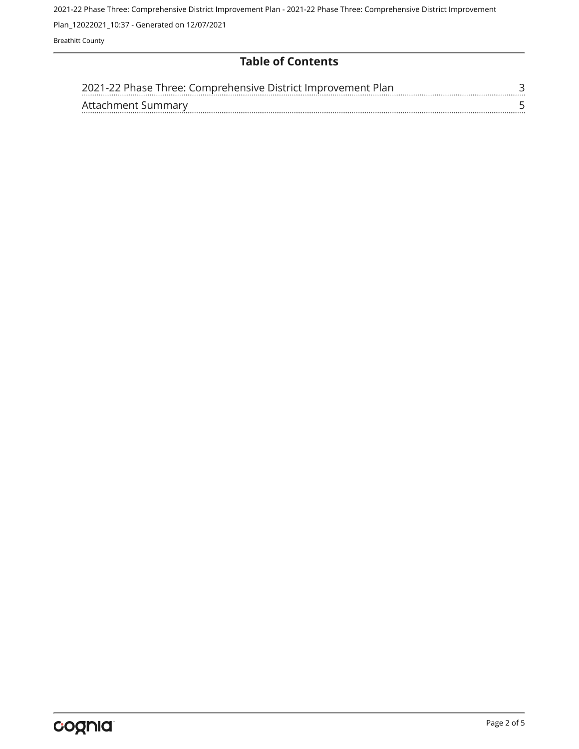## Table of Contents

| | |
|---|---|
| 2021-22 Phase Three: Comprehensive District Improvement Plan | 3 |
| Attachment Summary | 5 |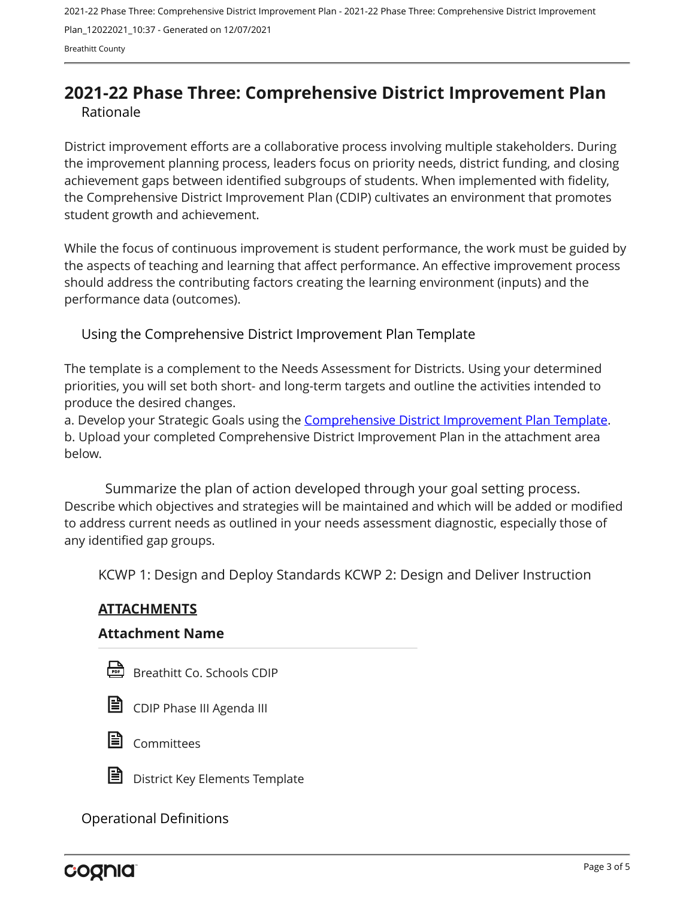## 2021-22 Phase Three: Comprehensive District Improvement Plan

Rationale

District improvement efforts are a collaborative process involving multiple stakeholders. During the improvement planning process, leaders focus on priority needs, district funding, and closing achievement gaps between identified subgroups of students. When implemented with fidelity, the Comprehensive District Improvement Plan (CDIP) cultivates an environment that promotes student growth and achievement.

While the focus of continuous improvement is student performance, the work must be guided by the aspects of teaching and learning that affect performance. An effective improvement process should address the contributing factors creating the learning environment (inputs) and the performance data (outcomes).

Using the Comprehensive District Improvement Plan Template

The template is a complement to the Needs Assessment for Districts. Using your determined priorities, you will set both short- and long-term targets and outline the activities intended to produce the desired changes.
a. Develop your Strategic Goals using the Comprehensive District Improvement Plan Template.
b. Upload your completed Comprehensive District Improvement Plan in the attachment area below.

Summarize the plan of action developed through your goal setting process. Describe which objectives and strategies will be maintained and which will be added or modified to address current needs as outlined in your needs assessment diagnostic, especially those of any identified gap groups.

KCWP 1: Design and Deploy Standards KCWP 2: Design and Deliver Instruction

**ATTACHMENTS**

**Attachment Name**

- Breathitt Co. Schools CDIP
- CDIP Phase III Agenda III
- Committees
- District Key Elements Template

Operational Definitions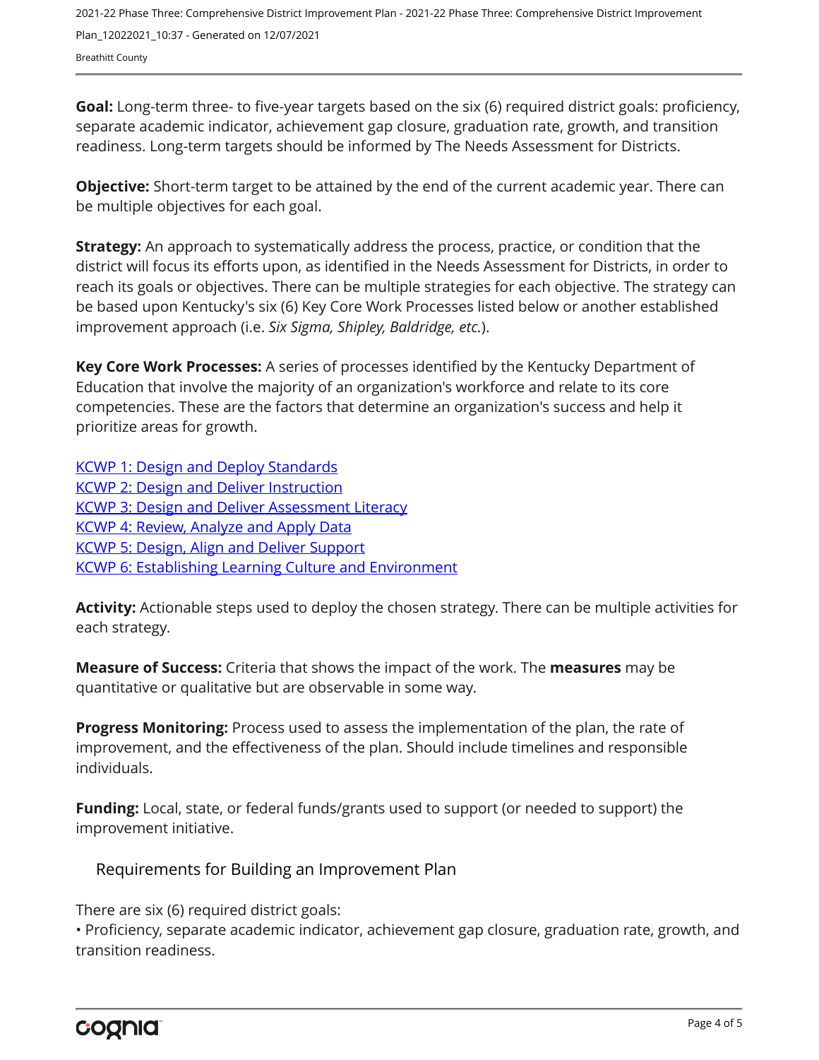**Goal:** Long-term three- to five-year targets based on the six (6) required district goals: proficiency, separate academic indicator, achievement gap closure, graduation rate, growth, and transition readiness. Long-term targets should be informed by The Needs Assessment for Districts.

**Objective:** Short-term target to be attained by the end of the current academic year. There can be multiple objectives for each goal.

**Strategy:** An approach to systematically address the process, practice, or condition that the district will focus its efforts upon, as identified in the Needs Assessment for Districts, in order to reach its goals or objectives. There can be multiple strategies for each objective. The strategy can be based upon Kentucky's six (6) Key Core Work Processes listed below or another established improvement approach (i.e. *Six Sigma, Shipley, Baldridge, etc.*).

**Key Core Work Processes:** A series of processes identified by the Kentucky Department of Education that involve the majority of an organization's workforce and relate to its core competencies. These are the factors that determine an organization's success and help it prioritize areas for growth.

KCWP 1: Design and Deploy Standards
KCWP 2: Design and Deliver Instruction
KCWP 3: Design and Deliver Assessment Literacy
KCWP 4: Review, Analyze and Apply Data
KCWP 5: Design, Align and Deliver Support
KCWP 6: Establishing Learning Culture and Environment

**Activity:** Actionable steps used to deploy the chosen strategy. There can be multiple activities for each strategy.

**Measure of Success:** Criteria that shows the impact of the work. The **measures** may be quantitative or qualitative but are observable in some way.

**Progress Monitoring:** Process used to assess the implementation of the plan, the rate of improvement, and the effectiveness of the plan. Should include timelines and responsible individuals.

**Funding:** Local, state, or federal funds/grants used to support (or needed to support) the improvement initiative.

## Requirements for Building an Improvement Plan

There are six (6) required district goals:

- Proficiency, separate academic indicator, achievement gap closure, graduation rate, growth, and transition readiness.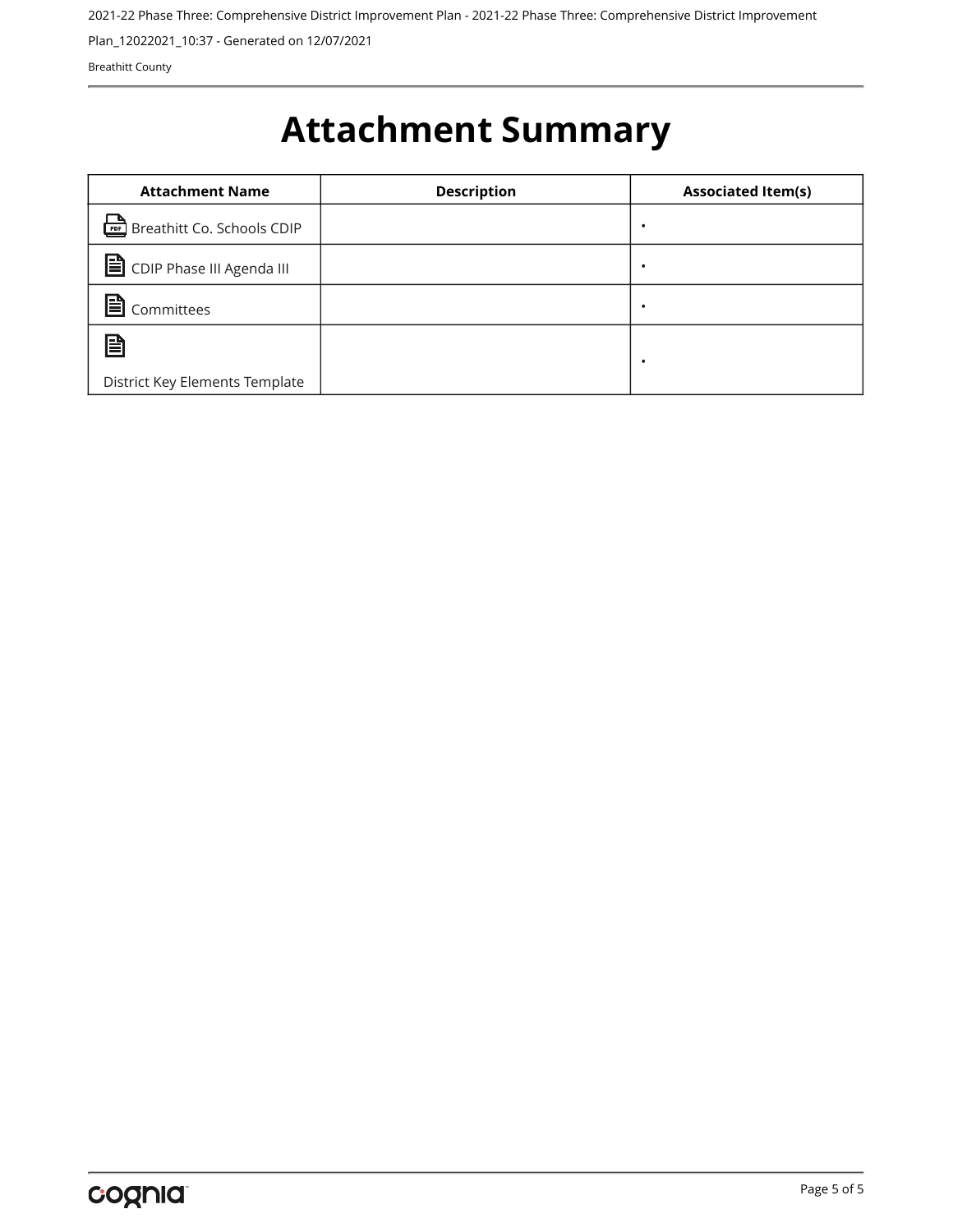# Attachment Summary

| Attachment Name | Description | Associated Item(s) |
| --- | --- | --- |
| Breathitt Co. Schools CDIP | | • |
| CDIP Phase III Agenda III | | • |
| Committees | | • |
| District Key Elements Template | | • |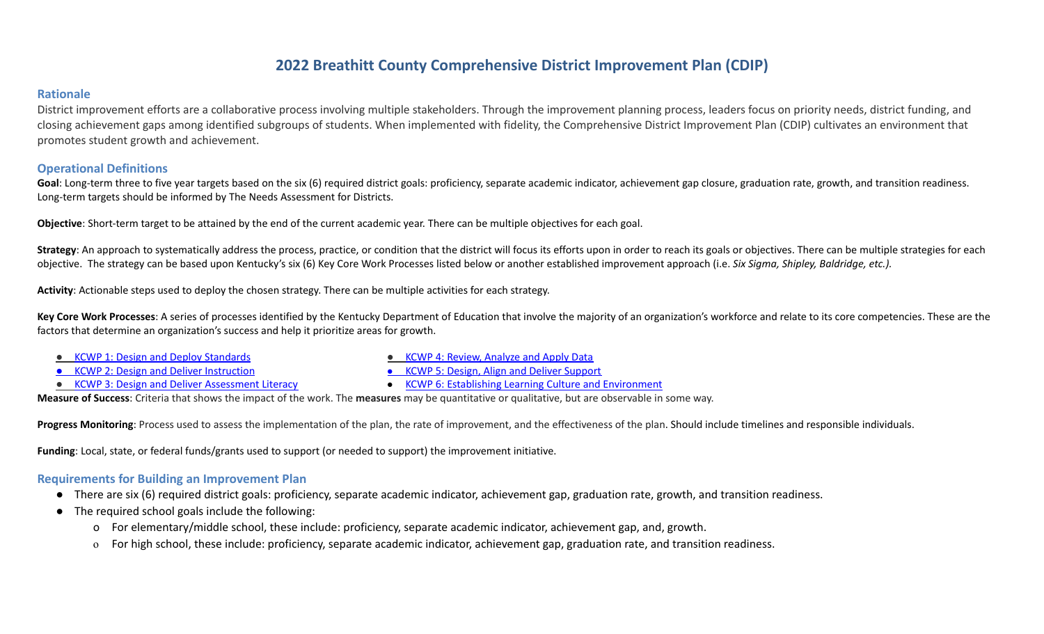# 2022 Breathitt County Comprehensive District Improvement Plan (CDIP)

## Rationale

District improvement efforts are a collaborative process involving multiple stakeholders. Through the improvement planning process, leaders focus on priority needs, district funding, and closing achievement gaps among identified subgroups of students. When implemented with fidelity, the Comprehensive District Improvement Plan (CDIP) cultivates an environment that promotes student growth and achievement.

## Operational Definitions

**Goal**: Long-term three to five year targets based on the six (6) required district goals: proficiency, separate academic indicator, achievement gap closure, graduation rate, growth, and transition readiness. Long-term targets should be informed by The Needs Assessment for Districts.

**Objective**: Short-term target to be attained by the end of the current academic year. There can be multiple objectives for each goal.

**Strategy**: An approach to systematically address the process, practice, or condition that the district will focus its efforts upon in order to reach its goals or objectives. There can be multiple strategies for each objective. The strategy can be based upon Kentucky's six (6) Key Core Work Processes listed below or another established improvement approach (i.e. *Six Sigma, Shipley, Baldridge, etc.).*

**Activity**: Actionable steps used to deploy the chosen strategy. There can be multiple activities for each strategy.

**Key Core Work Processes**: A series of processes identified by the Kentucky Department of Education that involve the majority of an organization's workforce and relate to its core competencies. These are the factors that determine an organization's success and help it prioritize areas for growth.

- KCWP 1: Design and Deploy Standards
- KCWP 2: Design and Deliver Instruction
- KCWP 3: Design and Deliver Assessment Literacy
- KCWP 4: Review, Analyze and Apply Data
- KCWP 5: Design, Align and Deliver Support
- KCWP 6: Establishing Learning Culture and Environment

**Measure of Success**: Criteria that shows the impact of the work. The **measures** may be quantitative or qualitative, but are observable in some way.

**Progress Monitoring**: Process used to assess the implementation of the plan, the rate of improvement, and the effectiveness of the plan. Should include timelines and responsible individuals.

**Funding**: Local, state, or federal funds/grants used to support (or needed to support) the improvement initiative.

## Requirements for Building an Improvement Plan

- There are six (6) required district goals: proficiency, separate academic indicator, achievement gap, graduation rate, growth, and transition readiness.
- The required school goals include the following:
  - For elementary/middle school, these include: proficiency, separate academic indicator, achievement gap, and, growth.
  - For high school, these include: proficiency, separate academic indicator, achievement gap, graduation rate, and transition readiness.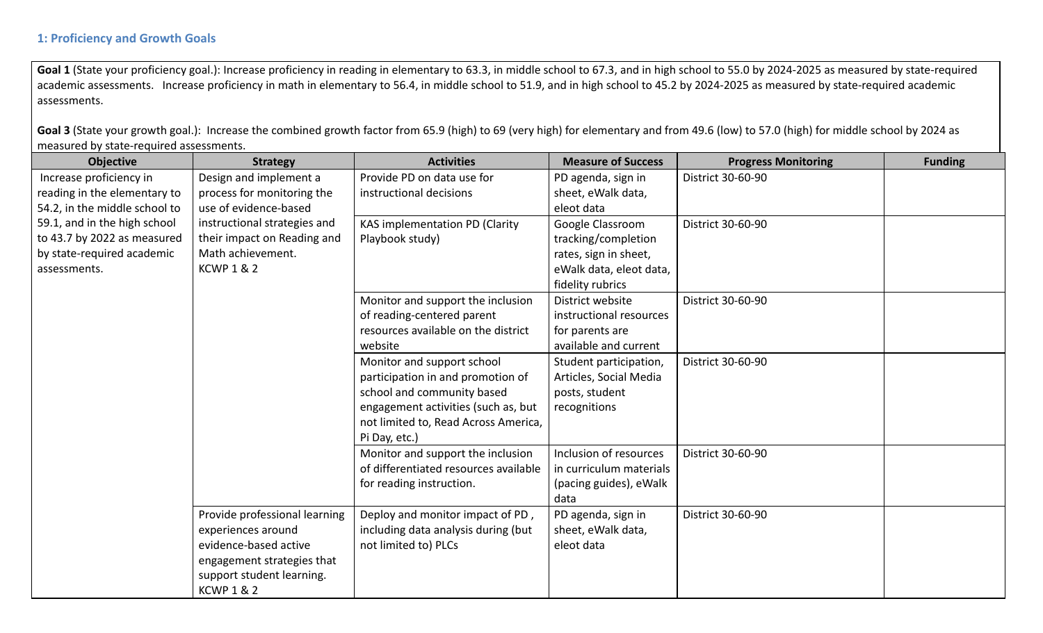### 1: Proficiency and Growth Goals

**Goal 1** (State your proficiency goal.): Increase proficiency in reading in elementary to 63.3, in middle school to 67.3, and in high school to 55.0 by 2024-2025 as measured by state-required academic assessments. Increase proficiency in math in elementary to 56.4, in middle school to 51.9, and in high school to 45.2 by 2024-2025 as measured by state-required academic assessments.

**Goal 3** (State your growth goal.): Increase the combined growth factor from 65.9 (high) to 69 (very high) for elementary and from 49.6 (low) to 57.0 (high) for middle school by 2024 as measured by state-required assessments.

| Objective | Strategy | Activities | Measure of Success | Progress Monitoring | Funding |
|---|---|---|---|---|---|
| Increase proficiency in reading in the elementary to 54.2, in the middle school to 59.1, and in the high school to 43.7 by 2022 as measured by state-required academic assessments. | Design and implement a process for monitoring the use of evidence-based instructional strategies and their impact on Reading and Math achievement. KCWP 1 & 2 | Provide PD on data use for instructional decisions | PD agenda, sign in sheet, eWalk data, eleot data | District 30-60-90 | |
| | | KAS implementation PD (Clarity Playbook study) | Google Classroom tracking/completion rates, sign in sheet, eWalk data, eleot data, fidelity rubrics | District 30-60-90 | |
| | | Monitor and support the inclusion of reading-centered parent resources available on the district website | District website instructional resources for parents are available and current | District 30-60-90 | |
| | | Monitor and support school participation in and promotion of school and community based engagement activities (such as, but not limited to, Read Across America, Pi Day, etc.) | Student participation, Articles, Social Media posts, student recognitions | District 30-60-90 | |
| | | Monitor and support the inclusion of differentiated resources available for reading instruction. | Inclusion of resources in curriculum materials (pacing guides), eWalk data | District 30-60-90 | |
| | Provide professional learning experiences around evidence-based active engagement strategies that support student learning. KCWP 1 & 2 | Deploy and monitor impact of PD , including data analysis during (but not limited to) PLCs | PD agenda, sign in sheet, eWalk data, eleot data | District 30-60-90 | |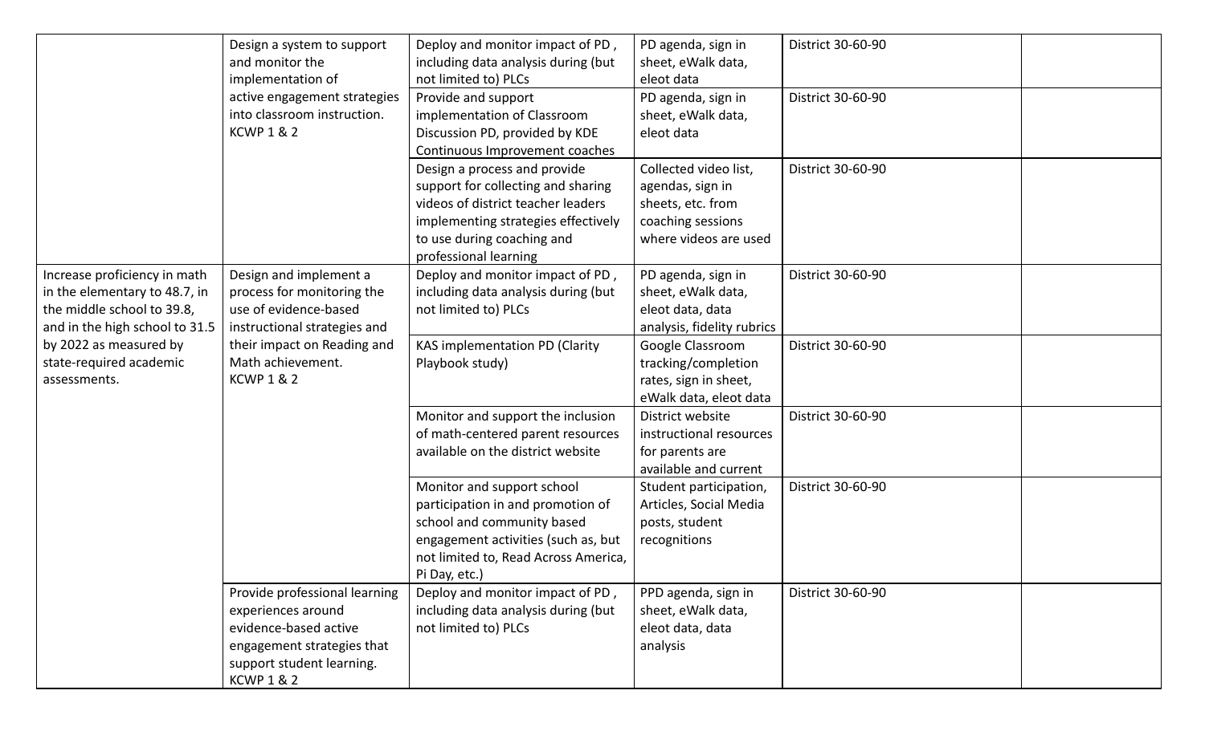| | | | | | |
|---|---|---|---|---|---|
| | Design a system to support and monitor the implementation of active engagement strategies into classroom instruction. KCWP 1 & 2 | Deploy and monitor impact of PD , including data analysis during (but not limited to) PLCs | PD agenda, sign in sheet, eWalk data, eleot data | District 30-60-90 | |
| | | Provide and support implementation of Classroom Discussion PD, provided by KDE Continuous Improvement coaches | PD agenda, sign in sheet, eWalk data, eleot data | District 30-60-90 | |
| | | Design a process and provide support for collecting and sharing videos of district teacher leaders implementing strategies effectively to use during coaching and professional learning | Collected video list, agendas, sign in sheets, etc. from coaching sessions where videos are used | District 30-60-90 | |
| Increase proficiency in math in the elementary to 48.7, in the middle school to 39.8, and in the high school to 31.5 by 2022 as measured by state-required academic assessments. | Design and implement a process for monitoring the use of evidence-based instructional strategies and their impact on Reading and Math achievement. KCWP 1 & 2 | Deploy and monitor impact of PD , including data analysis during (but not limited to) PLCs | PD agenda, sign in sheet, eWalk data, eleot data, data analysis, fidelity rubrics | District 30-60-90 | |
| | | KAS implementation PD (Clarity Playbook study) | Google Classroom tracking/completion rates, sign in sheet, eWalk data, eleot data | District 30-60-90 | |
| | | Monitor and support the inclusion of math-centered parent resources available on the district website | District website instructional resources for parents are available and current | District 30-60-90 | |
| | | Monitor and support school participation in and promotion of school and community based engagement activities (such as, but not limited to, Read Across America, Pi Day, etc.) | Student participation, Articles, Social Media posts, student recognitions | District 30-60-90 | |
| | Provide professional learning experiences around evidence-based active engagement strategies that support student learning. KCWP 1 & 2 | Deploy and monitor impact of PD , including data analysis during (but not limited to) PLCs | PPD agenda, sign in sheet, eWalk data, eleot data, data analysis | District 30-60-90 | |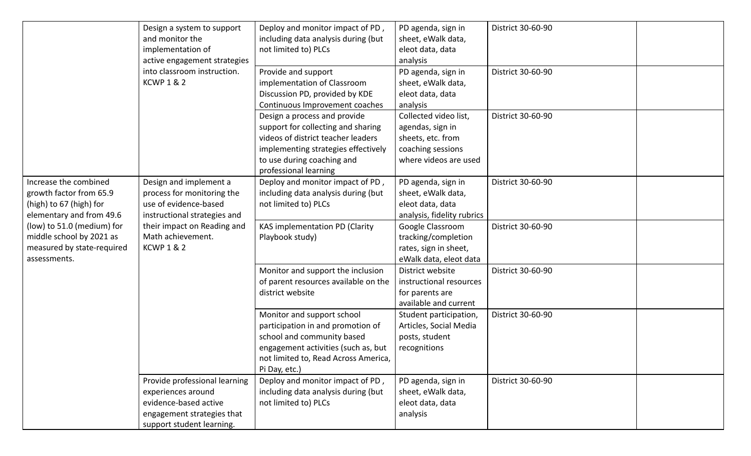| | | | | | |
|---|---|---|---|---|---|
| | Design a system to support and monitor the implementation of active engagement strategies into classroom instruction. KCWP 1 & 2 | Deploy and monitor impact of PD , including data analysis during (but not limited to) PLCs | PD agenda, sign in sheet, eWalk data, eleot data, data analysis | District 30-60-90 | |
| | | Provide and support implementation of Classroom Discussion PD, provided by KDE Continuous Improvement coaches | PD agenda, sign in sheet, eWalk data, eleot data, data analysis | District 30-60-90 | |
| | | Design a process and provide support for collecting and sharing videos of district teacher leaders implementing strategies effectively to use during coaching and professional learning | Collected video list, agendas, sign in sheets, etc. from coaching sessions where videos are used | District 30-60-90 | |
| Increase the combined growth factor from 65.9 (high) to 67 (high) for elementary and from 49.6 (low) to 51.0 (medium) for middle school by 2021 as measured by state-required assessments. | Design and implement a process for monitoring the use of evidence-based instructional strategies and their impact on Reading and Math achievement. KCWP 1 & 2 | Deploy and monitor impact of PD , including data analysis during (but not limited to) PLCs | PD agenda, sign in sheet, eWalk data, eleot data, data analysis, fidelity rubrics | District 30-60-90 | |
| | | KAS implementation PD (Clarity Playbook study) | Google Classroom tracking/completion rates, sign in sheet, eWalk data, eleot data | District 30-60-90 | |
| | | Monitor and support the inclusion of parent resources available on the district website | District website instructional resources for parents are available and current | District 30-60-90 | |
| | | Monitor and support school participation in and promotion of school and community based engagement activities (such as, but not limited to, Read Across America, Pi Day, etc.) | Student participation, Articles, Social Media posts, student recognitions | District 30-60-90 | |
| | Provide professional learning experiences around evidence-based active engagement strategies that support student learning. | Deploy and monitor impact of PD , including data analysis during (but not limited to) PLCs | PD agenda, sign in sheet, eWalk data, eleot data, data analysis | District 30-60-90 | |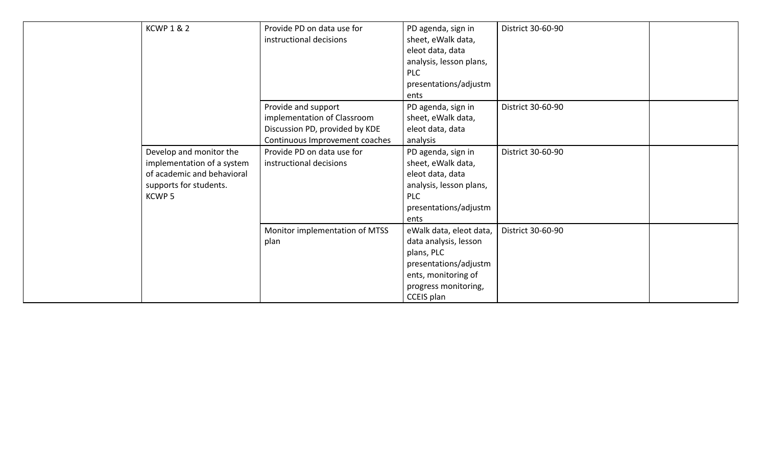| | | | | | |
|---|---|---|---|---|---|
| | KCWP 1 & 2 | Provide PD on data use for instructional decisions | PD agenda, sign in sheet, eWalk data, eleot data, data analysis, lesson plans, PLC presentations/adjustments | District 30-60-90 | |
| | | Provide and support implementation of Classroom Discussion PD, provided by KDE Continuous Improvement coaches | PD agenda, sign in sheet, eWalk data, eleot data, data analysis | District 30-60-90 | |
| | Develop and monitor the implementation of a system of academic and behavioral supports for students. KCWP 5 | Provide PD on data use for instructional decisions | PD agenda, sign in sheet, eWalk data, eleot data, data analysis, lesson plans, PLC presentations/adjustments | District 30-60-90 | |
| | | Monitor implementation of MTSS plan | eWalk data, eleot data, data analysis, lesson plans, PLC presentations/adjustments, monitoring of progress monitoring, CCEIS plan | District 30-60-90 | |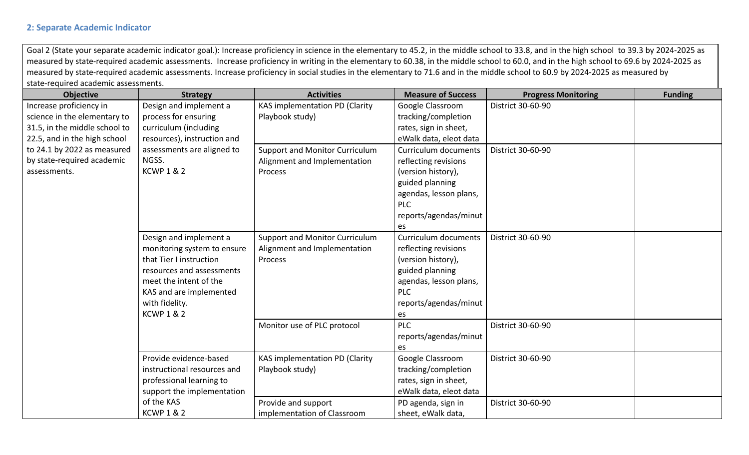## 2: Separate Academic Indicator

Goal 2 (State your separate academic indicator goal.): Increase proficiency in science in the elementary to 45.2, in the middle school to 33.8, and in the high school to 39.3 by 2024-2025 as measured by state-required academic assessments. Increase proficiency in writing in the elementary to 60.38, in the middle school to 60.0, and in the high school to 69.6 by 2024-2025 as measured by state-required academic assessments. Increase proficiency in social studies in the elementary to 71.6 and in the middle school to 60.9 by 2024-2025 as measured by state-required academic assessments.

| Objective | Strategy | Activities | Measure of Success | Progress Monitoring | Funding |
|---|---|---|---|---|---|
| Increase proficiency in science in the elementary to 31.5, in the middle school to 22.5, and in the high school to 24.1 by 2022 as measured by state-required academic assessments. | Design and implement a process for ensuring curriculum (including resources), instruction and assessments are aligned to NGSS. KCWP 1 & 2 | KAS implementation PD (Clarity Playbook study) | Google Classroom tracking/completion rates, sign in sheet, eWalk data, eleot data | District 30-60-90 | |
| | | Support and Monitor Curriculum Alignment and Implementation Process | Curriculum documents reflecting revisions (version history), guided planning agendas, lesson plans, PLC reports/agendas/minutes | District 30-60-90 | |
| | Design and implement a monitoring system to ensure that Tier I instruction resources and assessments meet the intent of the KAS and are implemented with fidelity. KCWP 1 & 2 | Support and Monitor Curriculum Alignment and Implementation Process | Curriculum documents reflecting revisions (version history), guided planning agendas, lesson plans, PLC reports/agendas/minutes | District 30-60-90 | |
| | | Monitor use of PLC protocol | PLC reports/agendas/minutes | District 30-60-90 | |
| | Provide evidence-based instructional resources and professional learning to support the implementation of the KAS KCWP 1 & 2 | KAS implementation PD (Clarity Playbook study) | Google Classroom tracking/completion rates, sign in sheet, eWalk data, eleot data | District 30-60-90 | |
| | | Provide and support implementation of Classroom | PD agenda, sign in sheet, eWalk data, | District 30-60-90 | |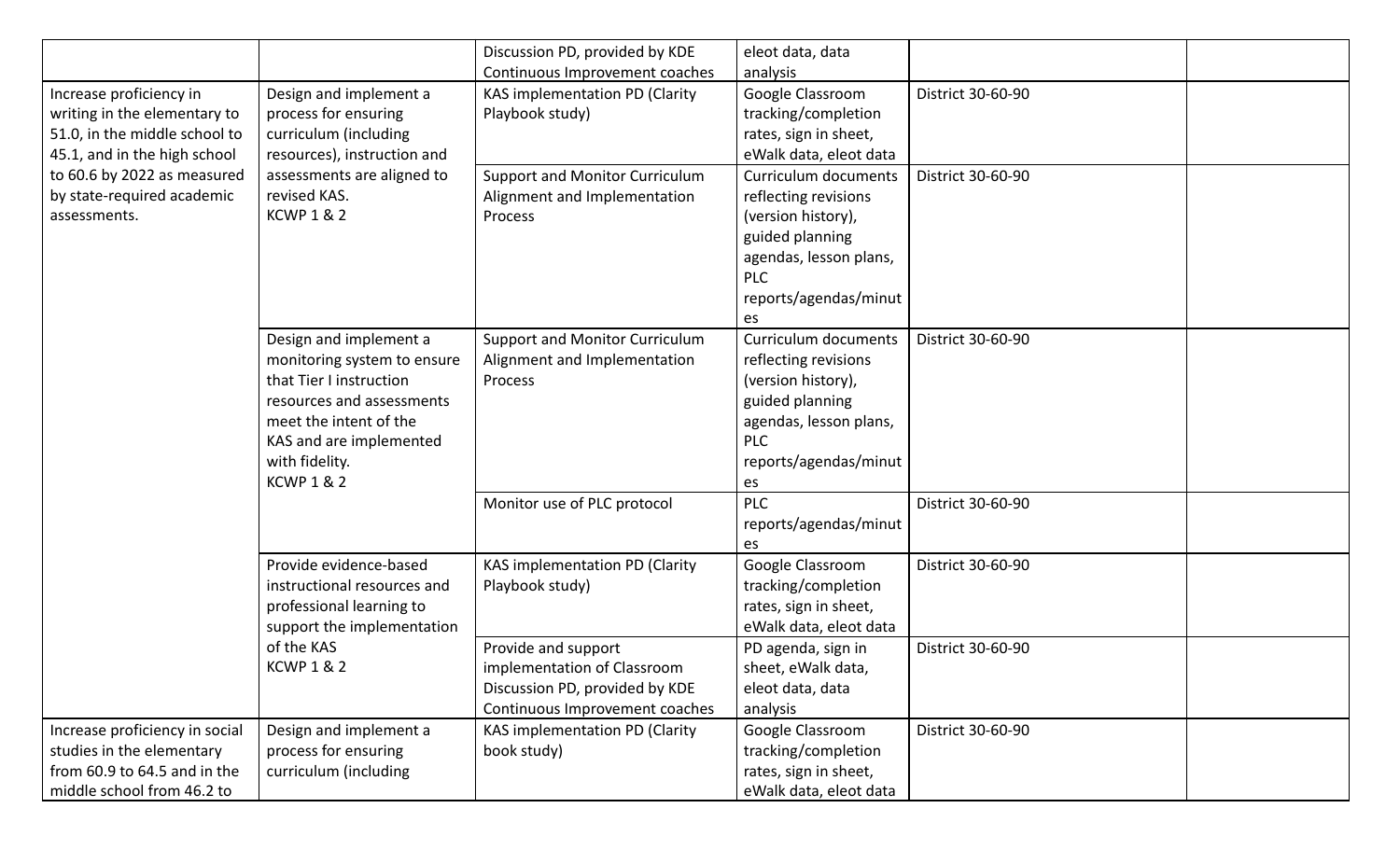| | | | | | |
|---|---|---|---|---|---|
| | | Discussion PD, provided by KDE Continuous Improvement coaches | eleot data, data analysis | | |
| Increase proficiency in writing in the elementary to 51.0, in the middle school to 45.1, and in the high school to 60.6 by 2022 as measured by state-required academic assessments. | Design and implement a process for ensuring curriculum (including resources), instruction and assessments are aligned to revised KAS. KCWP 1 & 2 | KAS implementation PD (Clarity Playbook study) | Google Classroom tracking/completion rates, sign in sheet, eWalk data, eleot data | District 30-60-90 | |
| | | Support and Monitor Curriculum Alignment and Implementation Process | Curriculum documents reflecting revisions (version history), guided planning agendas, lesson plans, PLC reports/agendas/minutes | District 30-60-90 | |
| | Design and implement a monitoring system to ensure that Tier I instruction resources and assessments meet the intent of the KAS and are implemented with fidelity. KCWP 1 & 2 | Support and Monitor Curriculum Alignment and Implementation Process | Curriculum documents reflecting revisions (version history), guided planning agendas, lesson plans, PLC reports/agendas/minutes | District 30-60-90 | |
| | | Monitor use of PLC protocol | PLC reports/agendas/minutes | District 30-60-90 | |
| | Provide evidence-based instructional resources and professional learning to support the implementation of the KAS KCWP 1 & 2 | KAS implementation PD (Clarity Playbook study) | Google Classroom tracking/completion rates, sign in sheet, eWalk data, eleot data | District 30-60-90 | |
| | | Provide and support implementation of Classroom Discussion PD, provided by KDE Continuous Improvement coaches | PD agenda, sign in sheet, eWalk data, eleot data, data analysis | District 30-60-90 | |
| Increase proficiency in social studies in the elementary from 60.9 to 64.5 and in the middle school from 46.2 to | Design and implement a process for ensuring curriculum (including | KAS implementation PD (Clarity book study) | Google Classroom tracking/completion rates, sign in sheet, eWalk data, eleot data | District 30-60-90 | |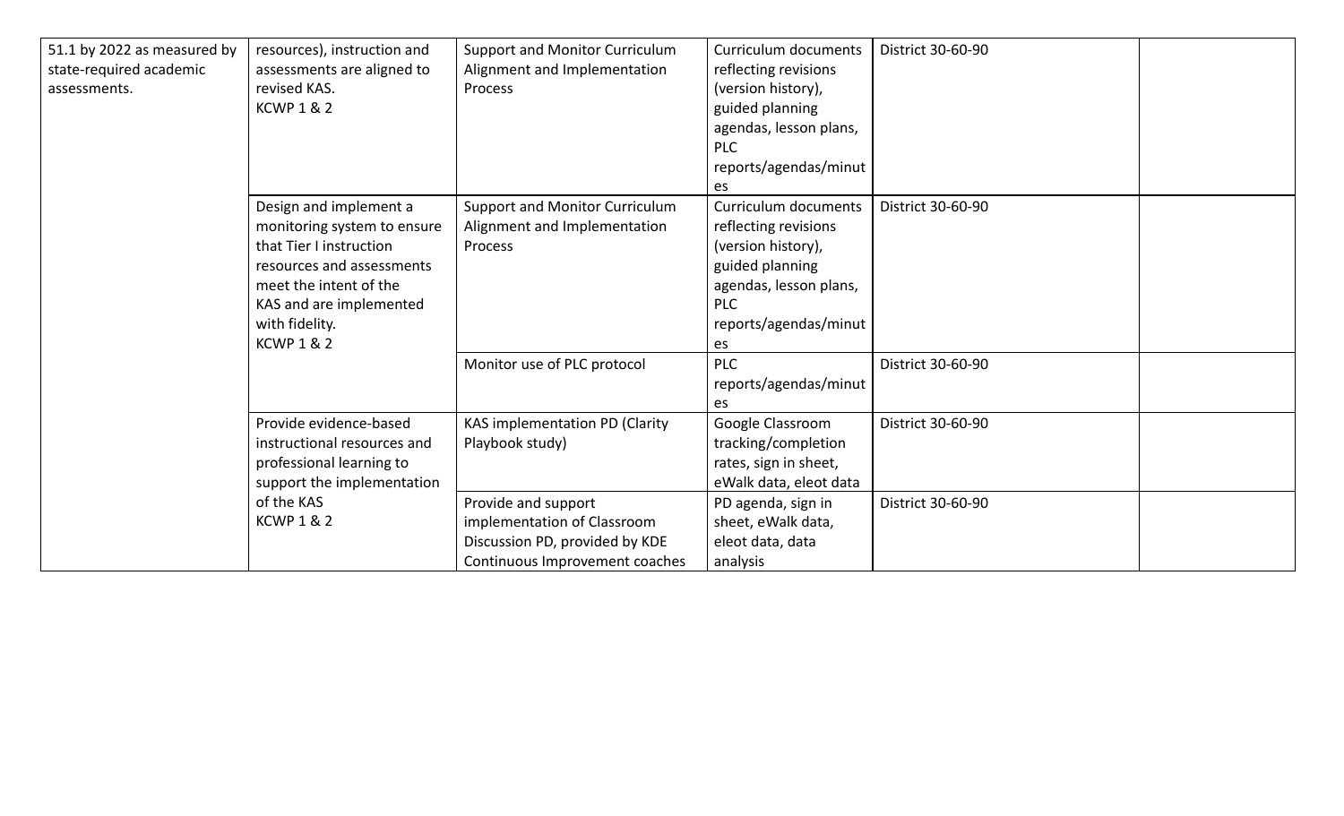| | | | | | |
|---|---|---|---|---|---|
| 51.1 by 2022 as measured by state-required academic assessments. | resources), instruction and assessments are aligned to revised KAS. KCWP 1 & 2 | Support and Monitor Curriculum Alignment and Implementation Process | Curriculum documents reflecting revisions (version history), guided planning agendas, lesson plans, PLC reports/agendas/minutes | District 30-60-90 | |
| | Design and implement a monitoring system to ensure that Tier I instruction resources and assessments meet the intent of the KAS and are implemented with fidelity. KCWP 1 & 2 | Support and Monitor Curriculum Alignment and Implementation Process | Curriculum documents reflecting revisions (version history), guided planning agendas, lesson plans, PLC reports/agendas/minutes | District 30-60-90 | |
| | | Monitor use of PLC protocol | PLC reports/agendas/minutes | District 30-60-90 | |
| | Provide evidence-based instructional resources and professional learning to support the implementation of the KAS KCWP 1 & 2 | KAS implementation PD (Clarity Playbook study) | Google Classroom tracking/completion rates, sign in sheet, eWalk data, eleot data | District 30-60-90 | |
| | | Provide and support implementation of Classroom Discussion PD, provided by KDE Continuous Improvement coaches | PD agenda, sign in sheet, eWalk data, eleot data, data analysis | District 30-60-90 | |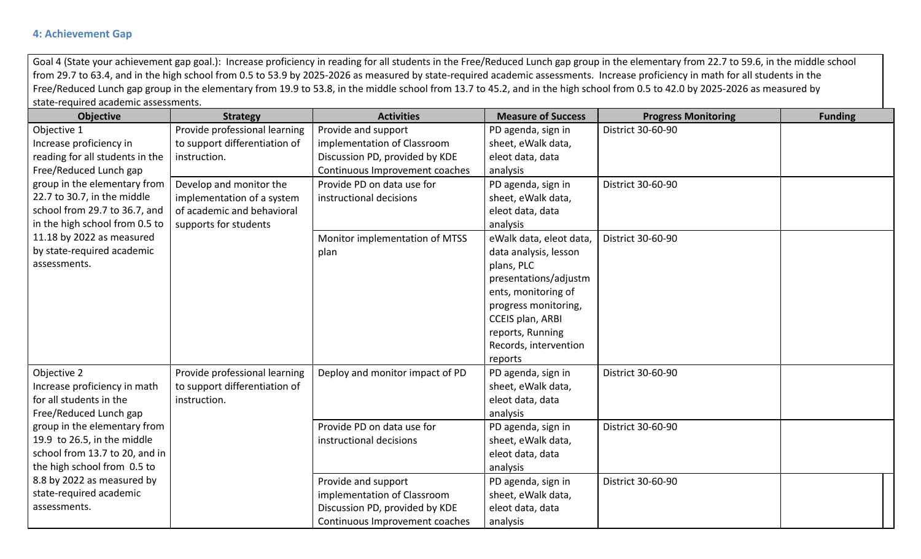### 4: Achievement Gap

Goal 4 (State your achievement gap goal.): Increase proficiency in reading for all students in the Free/Reduced Lunch gap group in the elementary from 22.7 to 59.6, in the middle school from 29.7 to 63.4, and in the high school from 0.5 to 53.9 by 2025-2026 as measured by state-required academic assessments. Increase proficiency in math for all students in the Free/Reduced Lunch gap group in the elementary from 19.9 to 53.8, in the middle school from 13.7 to 45.2, and in the high school from 0.5 to 42.0 by 2025-2026 as measured by state-required academic assessments.

| Objective | Strategy | Activities | Measure of Success | Progress Monitoring | Funding |
|---|---|---|---|---|---|
| Objective 1<br>Increase proficiency in reading for all students in the Free/Reduced Lunch gap group in the elementary from 22.7 to 30.7, in the middle school from 29.7 to 36.7, and in the high school from 0.5 to 11.18 by 2022 as measured by state-required academic assessments. | Provide professional learning to support differentiation of instruction. | Provide and support implementation of Classroom Discussion PD, provided by KDE Continuous Improvement coaches | PD agenda, sign in sheet, eWalk data, eleot data, data analysis | District 30-60-90 | |
| | Develop and monitor the implementation of a system of academic and behavioral supports for students | Provide PD on data use for instructional decisions | PD agenda, sign in sheet, eWalk data, eleot data, data analysis | District 30-60-90 | |
| | | Monitor implementation of MTSS plan | eWalk data, eleot data, data analysis, lesson plans, PLC presentations/adjustments, monitoring of progress monitoring, CCEIS plan, ARBI reports, Running Records, intervention reports | District 30-60-90 | |
| Objective 2<br>Increase proficiency in math for all students in the Free/Reduced Lunch gap group in the elementary from 19.9 to 26.5, in the middle school from 13.7 to 20, and in the high school from 0.5 to 8.8 by 2022 as measured by state-required academic assessments. | Provide professional learning to support differentiation of instruction. | Deploy and monitor impact of PD | PD agenda, sign in sheet, eWalk data, eleot data, data analysis | District 30-60-90 | |
| | | Provide PD on data use for instructional decisions | PD agenda, sign in sheet, eWalk data, eleot data, data analysis | District 30-60-90 | |
| | | Provide and support implementation of Classroom Discussion PD, provided by KDE Continuous Improvement coaches | PD agenda, sign in sheet, eWalk data, eleot data, data analysis | District 30-60-90 | |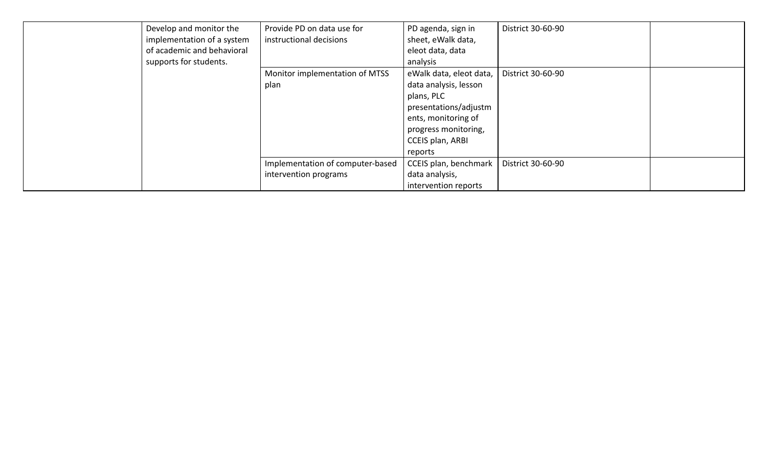| | | | | | |
|---|---|---|---|---|---|
| | Develop and monitor the implementation of a system of academic and behavioral supports for students. | Provide PD on data use for instructional decisions | PD agenda, sign in sheet, eWalk data, eleot data, data analysis | District 30-60-90 | |
| | | Monitor implementation of MTSS plan | eWalk data, eleot data, data analysis, lesson plans, PLC presentations/adjustments, monitoring of progress monitoring, CCEIS plan, ARBI reports | District 30-60-90 | |
| | | Implementation of computer-based intervention programs | CCEIS plan, benchmark data analysis, intervention reports | District 30-60-90 | |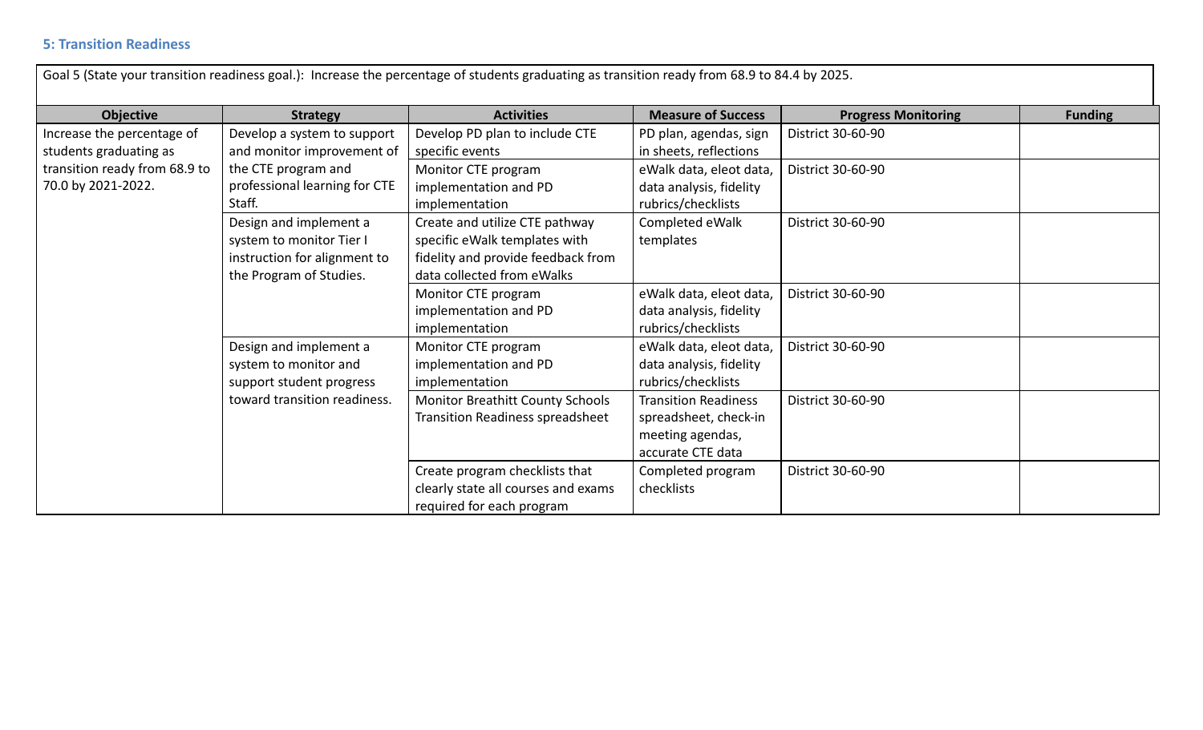## 5: Transition Readiness

Goal 5 (State your transition readiness goal.): Increase the percentage of students graduating as transition ready from 68.9 to 84.4 by 2025.

| Objective | Strategy | Activities | Measure of Success | Progress Monitoring | Funding |
|---|---|---|---|---|---|
| Increase the percentage of students graduating as transition ready from 68.9 to 70.0 by 2021-2022. | Develop a system to support and monitor improvement of the CTE program and professional learning for CTE Staff. | Develop PD plan to include CTE specific events | PD plan, agendas, sign in sheets, reflections | District 30-60-90 | |
| | | Monitor CTE program implementation and PD implementation | eWalk data, eleot data, data analysis, fidelity rubrics/checklists | District 30-60-90 | |
| | Design and implement a system to monitor Tier I instruction for alignment to the Program of Studies. | Create and utilize CTE pathway specific eWalk templates with fidelity and provide feedback from data collected from eWalks | Completed eWalk templates | District 30-60-90 | |
| | | Monitor CTE program implementation and PD implementation | eWalk data, eleot data, data analysis, fidelity rubrics/checklists | District 30-60-90 | |
| | Design and implement a system to monitor and support student progress toward transition readiness. | Monitor CTE program implementation and PD implementation | eWalk data, eleot data, data analysis, fidelity rubrics/checklists | District 30-60-90 | |
| | | Monitor Breathitt County Schools Transition Readiness spreadsheet | Transition Readiness spreadsheet, check-in meeting agendas, accurate CTE data | District 30-60-90 | |
| | | Create program checklists that clearly state all courses and exams required for each program | Completed program checklists | District 30-60-90 | |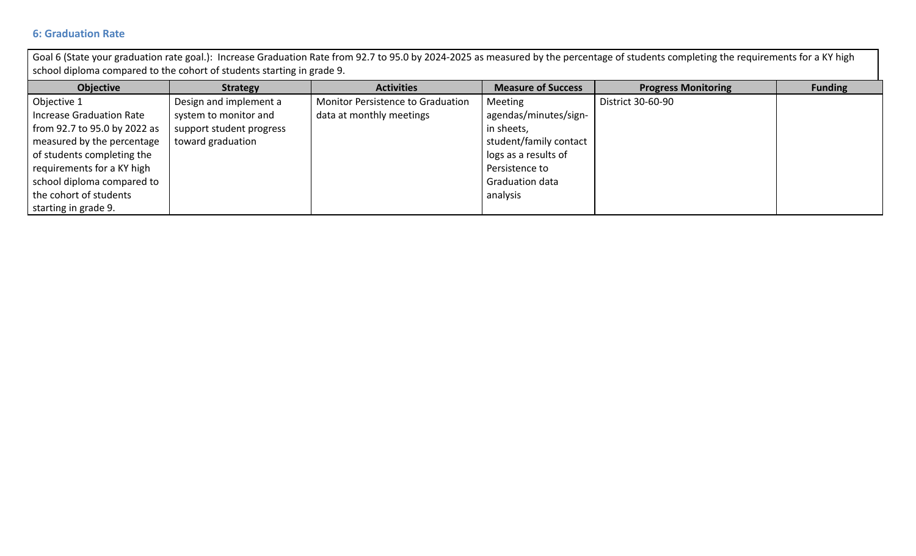### 6: Graduation Rate

Goal 6 (State your graduation rate goal.): Increase Graduation Rate from 92.7 to 95.0 by 2024-2025 as measured by the percentage of students completing the requirements for a KY high school diploma compared to the cohort of students starting in grade 9.

| Objective | Strategy | Activities | Measure of Success | Progress Monitoring | Funding |
|---|---|---|---|---|---|
| Objective 1<br>Increase Graduation Rate from 92.7 to 95.0 by 2022 as measured by the percentage of students completing the requirements for a KY high school diploma compared to the cohort of students starting in grade 9. | Design and implement a system to monitor and support student progress toward graduation | Monitor Persistence to Graduation data at monthly meetings | Meeting agendas/minutes/sign-in sheets, student/family contact logs as a results of Persistence to Graduation data analysis | District 30-60-90 | |